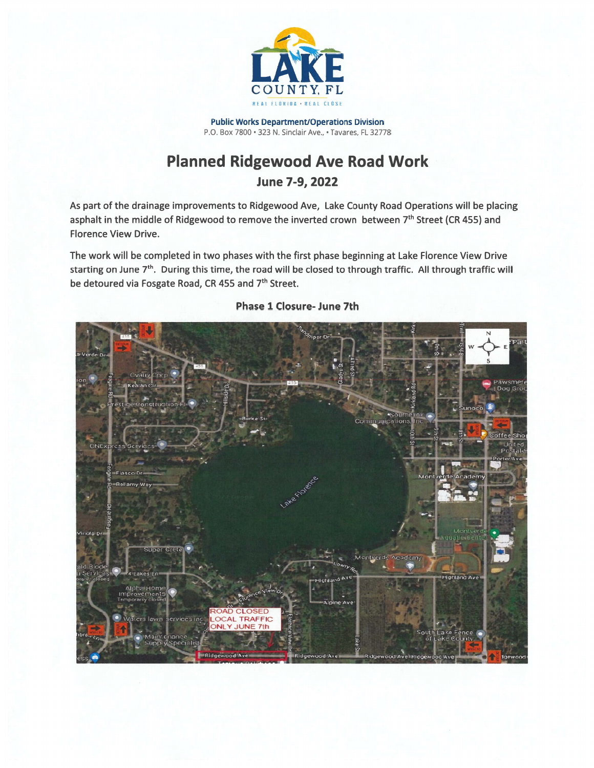**Public Works Department/Operations Division**
P.O. Box 7800 • 323 N. Sinclair Ave., • Tavares, FL 32778

# Planned Ridgewood Ave Road Work

## June 7-9, 2022

As part of the drainage improvements to Ridgewood Ave, Lake County Road Operations will be placing asphalt in the middle of Ridgewood to remove the inverted crown between 7th Street (CR 455) and Florence View Drive.

The work will be completed in two phases with the first phase beginning at Lake Florence View Drive starting on June 7th. During this time, the road will be closed to through traffic. All through traffic will be detoured via Fosgate Road, CR 455 and 7th Street.

### Phase 1 Closure- June 7th

ROAD CLOSED LOCAL TRAFFIC ONLY JUNE 7th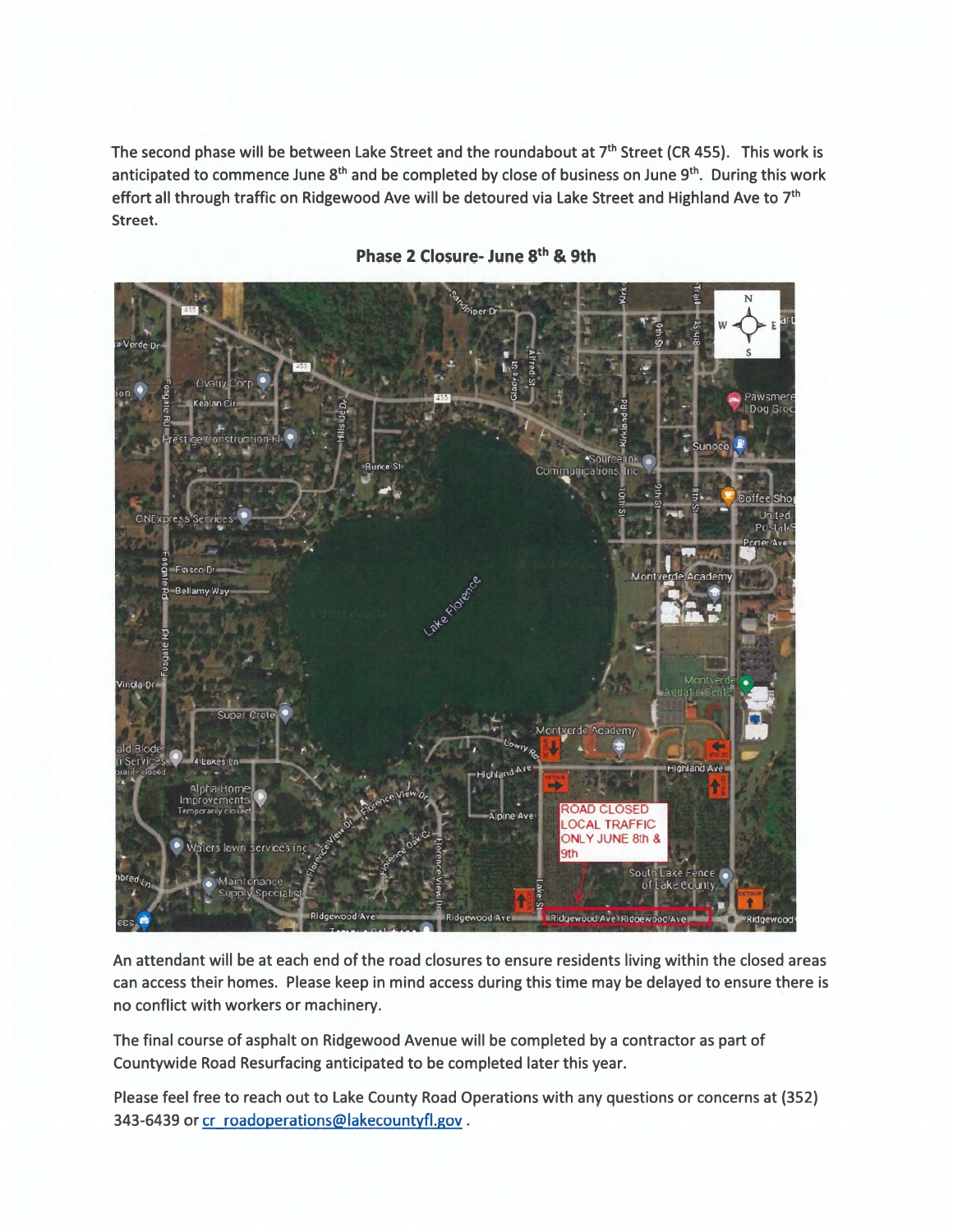The second phase will be between Lake Street and the roundabout at 7[th] Street (CR 455). This work is anticipated to commence June 8[th] and be completed by close of business on June 9[th]. During this work effort all through traffic on Ridgewood Ave will be detoured via Lake Street and Highland Ave to 7[th] Street.

**Phase 2 Closure- June 8[th] & 9th**

ROAD CLOSED LOCAL TRAFFIC ONLY JUNE 8th & 9th

An attendant will be at each end of the road closures to ensure residents living within the closed areas can access their homes. Please keep in mind access during this time may be delayed to ensure there is no conflict with workers or machinery.

The final course of asphalt on Ridgewood Avenue will be completed by a contractor as part of Countywide Road Resurfacing anticipated to be completed later this year.

Please feel free to reach out to Lake County Road Operations with any questions or concerns at (352) 343-6439 or cr_roadoperations@lakecountyfl.gov .